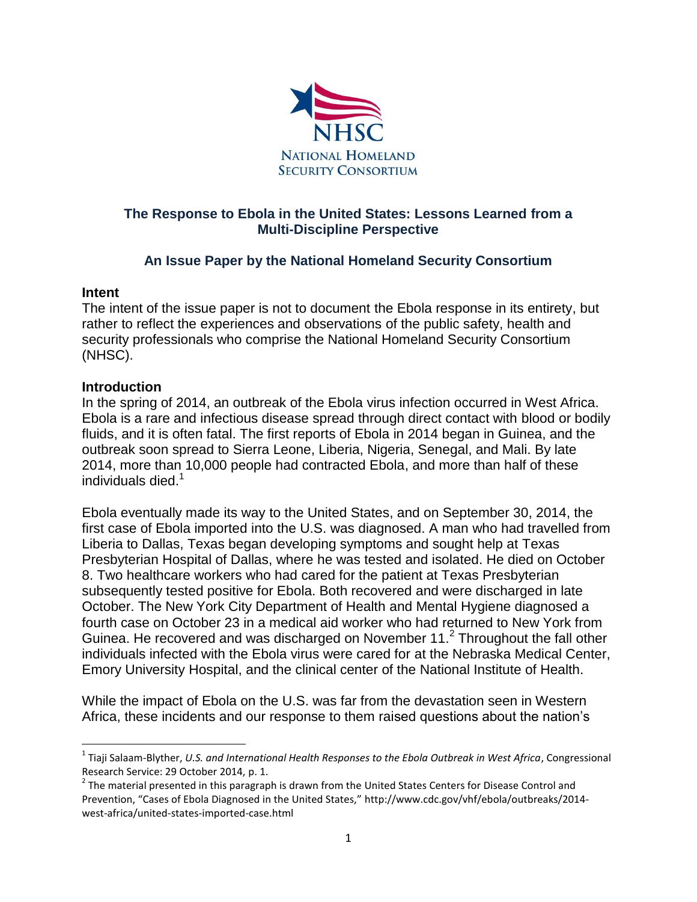NHSC

NATIONAL HOMELAND SECURITY CONSORTIUM

# The Response to Ebola in the United States: Lessons Learned from a Multi-Discipline Perspective

## An Issue Paper by the National Homeland Security Consortium

### Intent

The intent of the issue paper is not to document the Ebola response in its entirety, but rather to reflect the experiences and observations of the public safety, health and security professionals who comprise the National Homeland Security Consortium (NHSC).

### Introduction

In the spring of 2014, an outbreak of the Ebola virus infection occurred in West Africa. Ebola is a rare and infectious disease spread through direct contact with blood or bodily fluids, and it is often fatal. The first reports of Ebola in 2014 began in Guinea, and the outbreak soon spread to Sierra Leone, Liberia, Nigeria, Senegal, and Mali. By late 2014, more than 10,000 people had contracted Ebola, and more than half of these individuals died.[1]

Ebola eventually made its way to the United States, and on September 30, 2014, the first case of Ebola imported into the U.S. was diagnosed. A man who had travelled from Liberia to Dallas, Texas began developing symptoms and sought help at Texas Presbyterian Hospital of Dallas, where he was tested and isolated. He died on October 8. Two healthcare workers who had cared for the patient at Texas Presbyterian subsequently tested positive for Ebola. Both recovered and were discharged in late October. The New York City Department of Health and Mental Hygiene diagnosed a fourth case on October 23 in a medical aid worker who had returned to New York from Guinea. He recovered and was discharged on November 11.[2] Throughout the fall other individuals infected with the Ebola virus were cared for at the Nebraska Medical Center, Emory University Hospital, and the clinical center of the National Institute of Health.

While the impact of Ebola on the U.S. was far from the devastation seen in Western Africa, these incidents and our response to them raised questions about the nation's

---

[1] Tiaji Salaam-Blyther, *U.S. and International Health Responses to the Ebola Outbreak in West Africa*, Congressional Research Service: 29 October 2014, p. 1.

[2] The material presented in this paragraph is drawn from the United States Centers for Disease Control and Prevention, "Cases of Ebola Diagnosed in the United States," http://www.cdc.gov/vhf/ebola/outbreaks/2014-west-africa/united-states-imported-case.html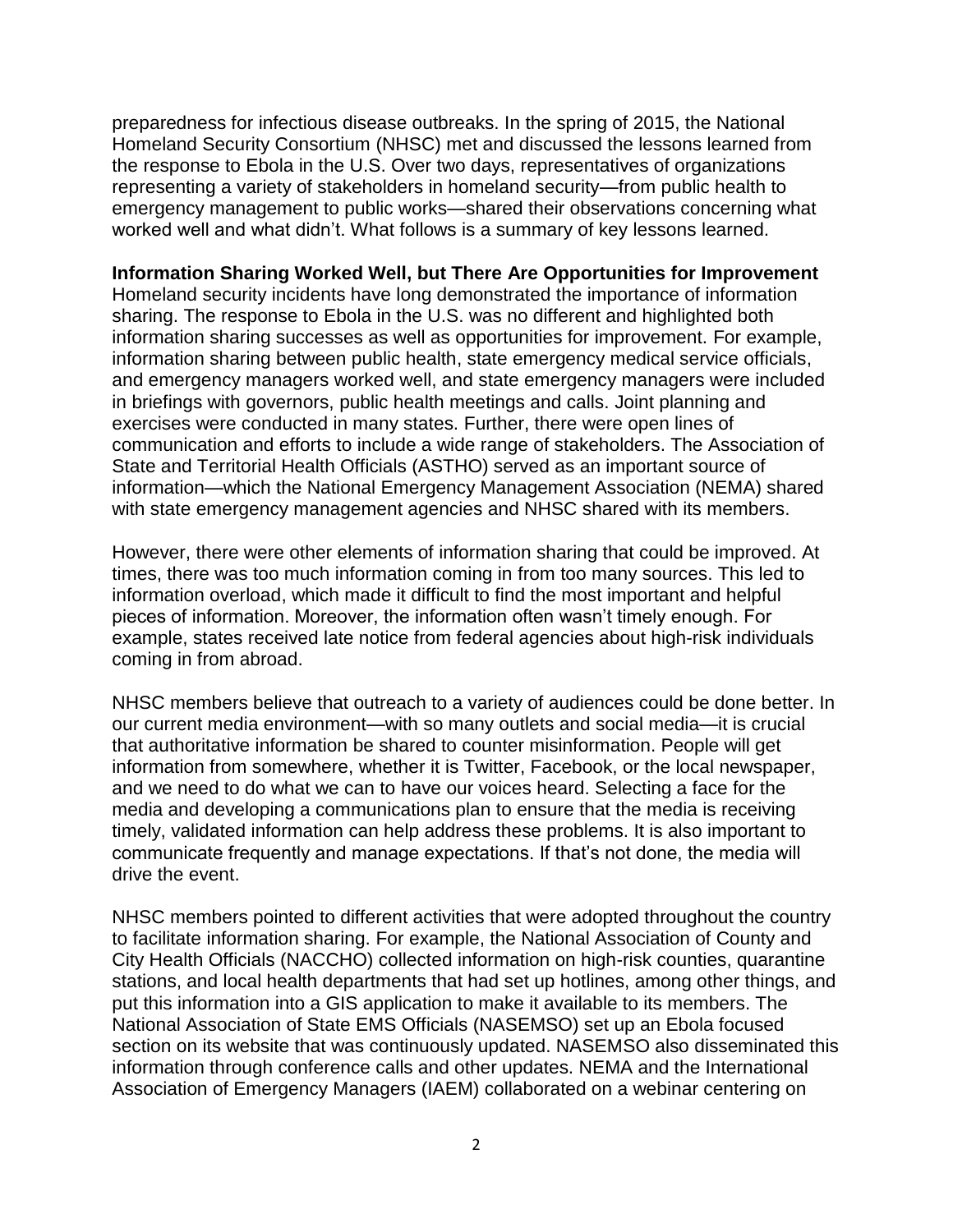preparedness for infectious disease outbreaks. In the spring of 2015, the National Homeland Security Consortium (NHSC) met and discussed the lessons learned from the response to Ebola in the U.S. Over two days, representatives of organizations representing a variety of stakeholders in homeland security—from public health to emergency management to public works—shared their observations concerning what worked well and what didn't. What follows is a summary of key lessons learned.

**Information Sharing Worked Well, but There Are Opportunities for Improvement**

Homeland security incidents have long demonstrated the importance of information sharing. The response to Ebola in the U.S. was no different and highlighted both information sharing successes as well as opportunities for improvement. For example, information sharing between public health, state emergency medical service officials, and emergency managers worked well, and state emergency managers were included in briefings with governors, public health meetings and calls. Joint planning and exercises were conducted in many states. Further, there were open lines of communication and efforts to include a wide range of stakeholders. The Association of State and Territorial Health Officials (ASTHO) served as an important source of information—which the National Emergency Management Association (NEMA) shared with state emergency management agencies and NHSC shared with its members.

However, there were other elements of information sharing that could be improved. At times, there was too much information coming in from too many sources. This led to information overload, which made it difficult to find the most important and helpful pieces of information. Moreover, the information often wasn't timely enough. For example, states received late notice from federal agencies about high-risk individuals coming in from abroad.

NHSC members believe that outreach to a variety of audiences could be done better. In our current media environment—with so many outlets and social media—it is crucial that authoritative information be shared to counter misinformation. People will get information from somewhere, whether it is Twitter, Facebook, or the local newspaper, and we need to do what we can to have our voices heard. Selecting a face for the media and developing a communications plan to ensure that the media is receiving timely, validated information can help address these problems. It is also important to communicate frequently and manage expectations. If that's not done, the media will drive the event.

NHSC members pointed to different activities that were adopted throughout the country to facilitate information sharing. For example, the National Association of County and City Health Officials (NACCHO) collected information on high-risk counties, quarantine stations, and local health departments that had set up hotlines, among other things, and put this information into a GIS application to make it available to its members. The National Association of State EMS Officials (NASEMSO) set up an Ebola focused section on its website that was continuously updated. NASEMSO also disseminated this information through conference calls and other updates. NEMA and the International Association of Emergency Managers (IAEM) collaborated on a webinar centering on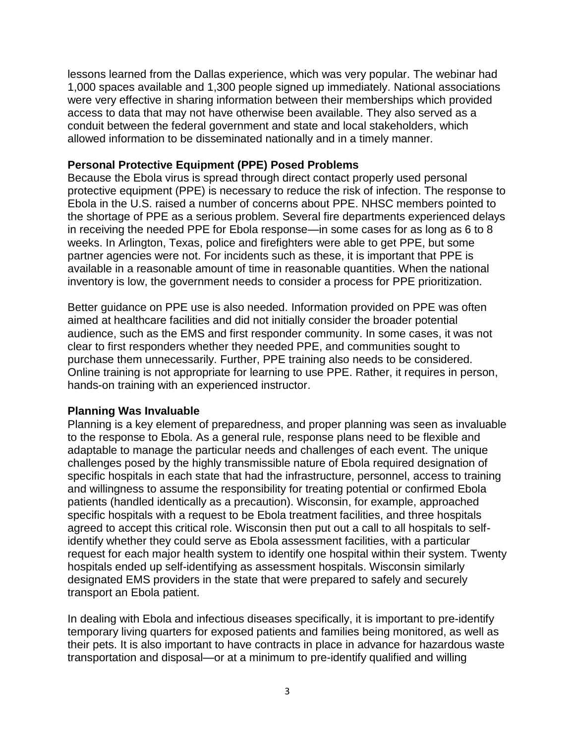lessons learned from the Dallas experience, which was very popular. The webinar had 1,000 spaces available and 1,300 people signed up immediately. National associations were very effective in sharing information between their memberships which provided access to data that may not have otherwise been available. They also served as a conduit between the federal government and state and local stakeholders, which allowed information to be disseminated nationally and in a timely manner.

**Personal Protective Equipment (PPE) Posed Problems**

Because the Ebola virus is spread through direct contact properly used personal protective equipment (PPE) is necessary to reduce the risk of infection. The response to Ebola in the U.S. raised a number of concerns about PPE. NHSC members pointed to the shortage of PPE as a serious problem. Several fire departments experienced delays in receiving the needed PPE for Ebola response—in some cases for as long as 6 to 8 weeks. In Arlington, Texas, police and firefighters were able to get PPE, but some partner agencies were not. For incidents such as these, it is important that PPE is available in a reasonable amount of time in reasonable quantities. When the national inventory is low, the government needs to consider a process for PPE prioritization.

Better guidance on PPE use is also needed. Information provided on PPE was often aimed at healthcare facilities and did not initially consider the broader potential audience, such as the EMS and first responder community. In some cases, it was not clear to first responders whether they needed PPE, and communities sought to purchase them unnecessarily. Further, PPE training also needs to be considered. Online training is not appropriate for learning to use PPE. Rather, it requires in person, hands-on training with an experienced instructor.

**Planning Was Invaluable**

Planning is a key element of preparedness, and proper planning was seen as invaluable to the response to Ebola. As a general rule, response plans need to be flexible and adaptable to manage the particular needs and challenges of each event. The unique challenges posed by the highly transmissible nature of Ebola required designation of specific hospitals in each state that had the infrastructure, personnel, access to training and willingness to assume the responsibility for treating potential or confirmed Ebola patients (handled identically as a precaution). Wisconsin, for example, approached specific hospitals with a request to be Ebola treatment facilities, and three hospitals agreed to accept this critical role. Wisconsin then put out a call to all hospitals to self-identify whether they could serve as Ebola assessment facilities, with a particular request for each major health system to identify one hospital within their system. Twenty hospitals ended up self-identifying as assessment hospitals. Wisconsin similarly designated EMS providers in the state that were prepared to safely and securely transport an Ebola patient.

In dealing with Ebola and infectious diseases specifically, it is important to pre-identify temporary living quarters for exposed patients and families being monitored, as well as their pets. It is also important to have contracts in place in advance for hazardous waste transportation and disposal—or at a minimum to pre-identify qualified and willing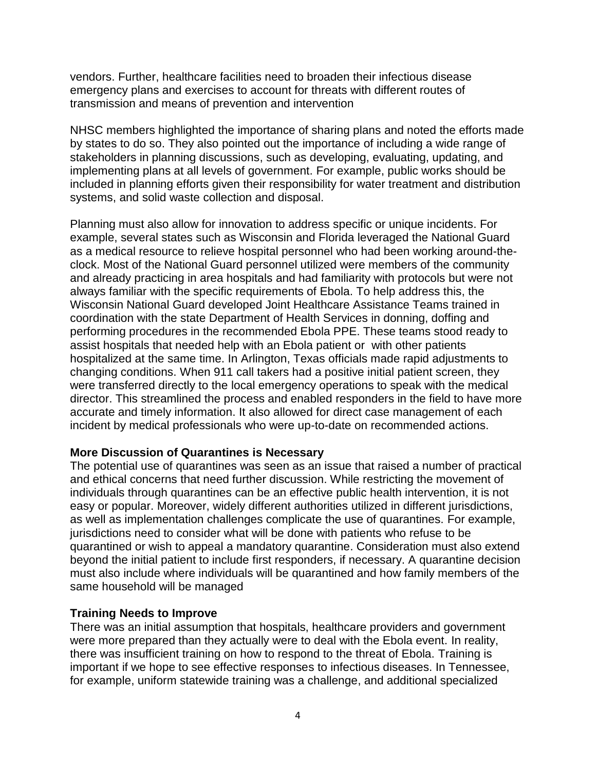vendors. Further, healthcare facilities need to broaden their infectious disease emergency plans and exercises to account for threats with different routes of transmission and means of prevention and intervention

NHSC members highlighted the importance of sharing plans and noted the efforts made by states to do so. They also pointed out the importance of including a wide range of stakeholders in planning discussions, such as developing, evaluating, updating, and implementing plans at all levels of government. For example, public works should be included in planning efforts given their responsibility for water treatment and distribution systems, and solid waste collection and disposal.

Planning must also allow for innovation to address specific or unique incidents. For example, several states such as Wisconsin and Florida leveraged the National Guard as a medical resource to relieve hospital personnel who had been working around-the-clock. Most of the National Guard personnel utilized were members of the community and already practicing in area hospitals and had familiarity with protocols but were not always familiar with the specific requirements of Ebola. To help address this, the Wisconsin National Guard developed Joint Healthcare Assistance Teams trained in coordination with the state Department of Health Services in donning, doffing and performing procedures in the recommended Ebola PPE. These teams stood ready to assist hospitals that needed help with an Ebola patient or with other patients hospitalized at the same time. In Arlington, Texas officials made rapid adjustments to changing conditions. When 911 call takers had a positive initial patient screen, they were transferred directly to the local emergency operations to speak with the medical director. This streamlined the process and enabled responders in the field to have more accurate and timely information. It also allowed for direct case management of each incident by medical professionals who were up-to-date on recommended actions.

**More Discussion of Quarantines is Necessary**

The potential use of quarantines was seen as an issue that raised a number of practical and ethical concerns that need further discussion. While restricting the movement of individuals through quarantines can be an effective public health intervention, it is not easy or popular. Moreover, widely different authorities utilized in different jurisdictions, as well as implementation challenges complicate the use of quarantines. For example, jurisdictions need to consider what will be done with patients who refuse to be quarantined or wish to appeal a mandatory quarantine. Consideration must also extend beyond the initial patient to include first responders, if necessary. A quarantine decision must also include where individuals will be quarantined and how family members of the same household will be managed

**Training Needs to Improve**

There was an initial assumption that hospitals, healthcare providers and government were more prepared than they actually were to deal with the Ebola event. In reality, there was insufficient training on how to respond to the threat of Ebola. Training is important if we hope to see effective responses to infectious diseases. In Tennessee, for example, uniform statewide training was a challenge, and additional specialized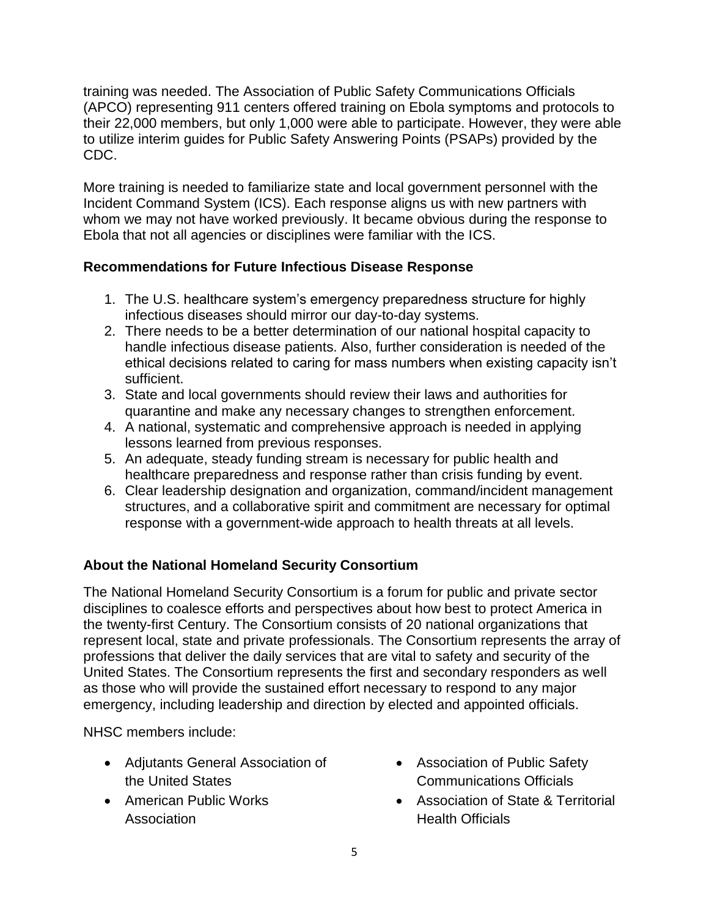training was needed. The Association of Public Safety Communications Officials (APCO) representing 911 centers offered training on Ebola symptoms and protocols to their 22,000 members, but only 1,000 were able to participate. However, they were able to utilize interim guides for Public Safety Answering Points (PSAPs) provided by the CDC.

More training is needed to familiarize state and local government personnel with the Incident Command System (ICS). Each response aligns us with new partners with whom we may not have worked previously. It became obvious during the response to Ebola that not all agencies or disciplines were familiar with the ICS.

### Recommendations for Future Infectious Disease Response

1. The U.S. healthcare system's emergency preparedness structure for highly infectious diseases should mirror our day-to-day systems.
2. There needs to be a better determination of our national hospital capacity to handle infectious disease patients. Also, further consideration is needed of the ethical decisions related to caring for mass numbers when existing capacity isn't sufficient.
3. State and local governments should review their laws and authorities for quarantine and make any necessary changes to strengthen enforcement.
4. A national, systematic and comprehensive approach is needed in applying lessons learned from previous responses.
5. An adequate, steady funding stream is necessary for public health and healthcare preparedness and response rather than crisis funding by event.
6. Clear leadership designation and organization, command/incident management structures, and a collaborative spirit and commitment are necessary for optimal response with a government-wide approach to health threats at all levels.

### About the National Homeland Security Consortium

The National Homeland Security Consortium is a forum for public and private sector disciplines to coalesce efforts and perspectives about how best to protect America in the twenty-first Century. The Consortium consists of 20 national organizations that represent local, state and private professionals. The Consortium represents the array of professions that deliver the daily services that are vital to safety and security of the United States. The Consortium represents the first and secondary responders as well as those who will provide the sustained effort necessary to respond to any major emergency, including leadership and direction by elected and appointed officials.

NHSC members include:

- Adjutants General Association of the United States
- American Public Works Association
- Association of Public Safety Communications Officials
- Association of State & Territorial Health Officials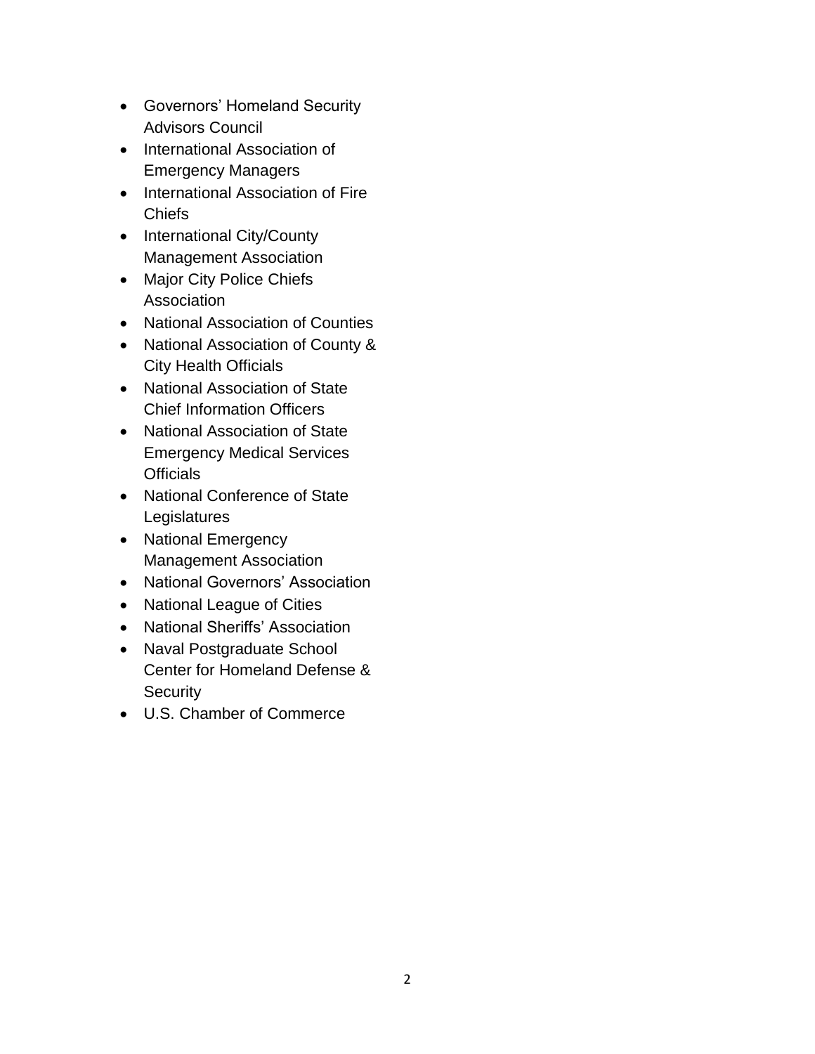- Governors' Homeland Security Advisors Council
- International Association of Emergency Managers
- International Association of Fire Chiefs
- International City/County Management Association
- Major City Police Chiefs Association
- National Association of Counties
- National Association of County & City Health Officials
- National Association of State Chief Information Officers
- National Association of State Emergency Medical Services Officials
- National Conference of State Legislatures
- National Emergency Management Association
- National Governors' Association
- National League of Cities
- National Sheriffs' Association
- Naval Postgraduate School Center for Homeland Defense & Security
- U.S. Chamber of Commerce